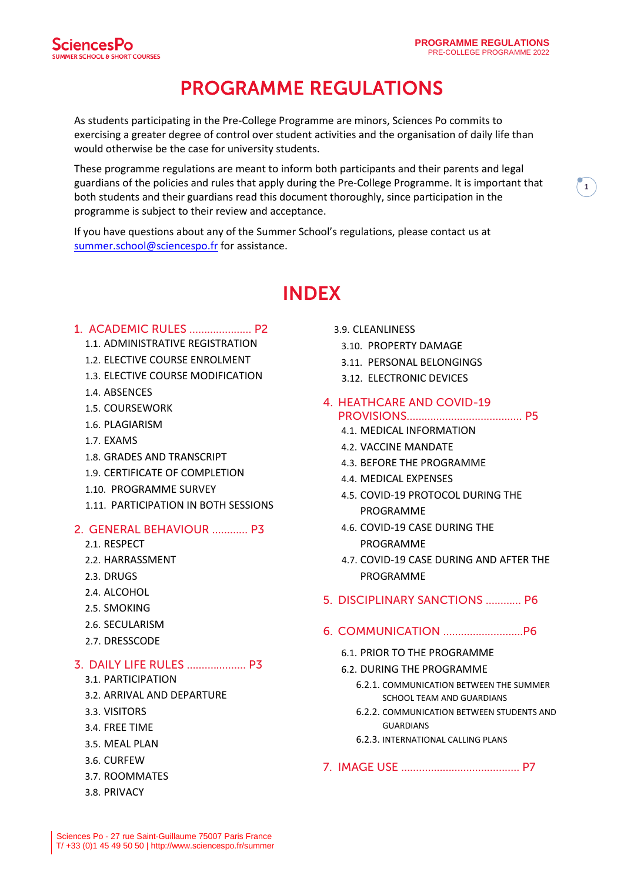# PROGRAMME REGULATIONS

As students participating in the Pre-College Programme are minors, Sciences Po commits to exercising a greater degree of control over student activities and the organisation of daily life than would otherwise be the case for university students.

These programme regulations are meant to inform both participants and their parents and legal guardians of the policies and rules that apply during the Pre-College Programme. It is important that both students and their guardians read this document thoroughly, since participation in the programme is subject to their review and acceptance.

If you have questions about any of the Summer School's regulations, please contact us at summer.school@sciencespo.fr for assistance.

# INDEX

1. ACADEMIC RULES ..................... P2
   - 1.1. ADMINISTRATIVE REGISTRATION
   - 1.2. ELECTIVE COURSE ENROLMENT
   - 1.3. ELECTIVE COURSE MODIFICATION
   - 1.4. ABSENCES
   - 1.5. COURSEWORK
   - 1.6. PLAGIARISM
   - 1.7. EXAMS
   - 1.8. GRADES AND TRANSCRIPT
   - 1.9. CERTIFICATE OF COMPLETION
   - 1.10. PROGRAMME SURVEY
   - 1.11. PARTICIPATION IN BOTH SESSIONS
2. GENERAL BEHAVIOUR ............ P3
   - 2.1. RESPECT
   - 2.2. HARRASSMENT
   - 2.3. DRUGS
   - 2.4. ALCOHOL
   - 2.5. SMOKING
   - 2.6. SECULARISM
   - 2.7. DRESSCODE
3. DAILY LIFE RULES .................... P3
   - 3.1. PARTICIPATION
   - 3.2. ARRIVAL AND DEPARTURE
   - 3.3. VISITORS
   - 3.4. FREE TIME
   - 3.5. MEAL PLAN
   - 3.6. CURFEW
   - 3.7. ROOMMATES
   - 3.8. PRIVACY
   - 3.9. CLEANLINESS
   - 3.10. PROPERTY DAMAGE
   - 3.11. PERSONAL BELONGINGS
   - 3.12. ELECTRONIC DEVICES
4. HEATHCARE AND COVID-19 PROVISIONS....................................... P5
   - 4.1. MEDICAL INFORMATION
   - 4.2. VACCINE MANDATE
   - 4.3. BEFORE THE PROGRAMME
   - 4.4. MEDICAL EXPENSES
   - 4.5. COVID-19 PROTOCOL DURING THE PROGRAMME
   - 4.6. COVID-19 CASE DURING THE PROGRAMME
   - 4.7. COVID-19 CASE DURING AND AFTER THE PROGRAMME
5. DISCIPLINARY SANCTIONS ............ P6
6. COMMUNICATION ...........................P6
   - 6.1. PRIOR TO THE PROGRAMME
   - 6.2. DURING THE PROGRAMME
     - 6.2.1. COMMUNICATION BETWEEN THE SUMMER SCHOOL TEAM AND GUARDIANS
     - 6.2.2. COMMUNICATION BETWEEN STUDENTS AND GUARDIANS
     - 6.2.3. INTERNATIONAL CALLING PLANS
7. IMAGE USE ........................................ P7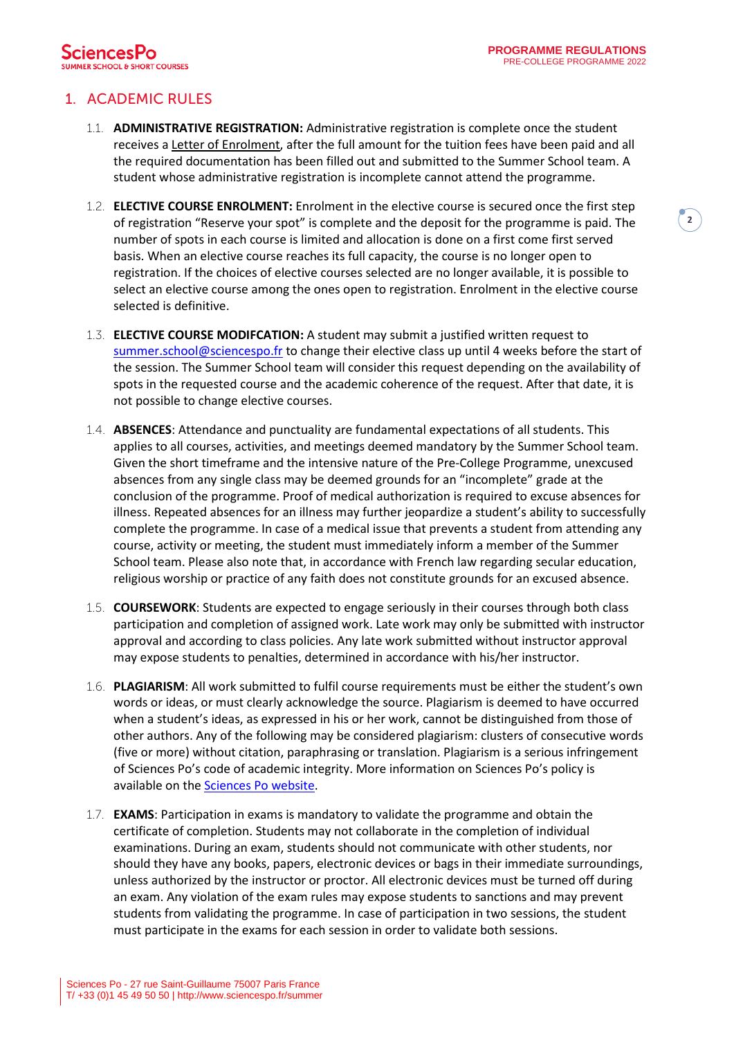## 1. ACADEMIC RULES

1.1. **ADMINISTRATIVE REGISTRATION:** Administrative registration is complete once the student receives a Letter of Enrolment, after the full amount for the tuition fees have been paid and all the required documentation has been filled out and submitted to the Summer School team. A student whose administrative registration is incomplete cannot attend the programme.

1.2. **ELECTIVE COURSE ENROLMENT:** Enrolment in the elective course is secured once the first step of registration "Reserve your spot" is complete and the deposit for the programme is paid. The number of spots in each course is limited and allocation is done on a first come first served basis. When an elective course reaches its full capacity, the course is no longer open to registration. If the choices of elective courses selected are no longer available, it is possible to select an elective course among the ones open to registration. Enrolment in the elective course selected is definitive.

1.3. **ELECTIVE COURSE MODIFCATION:** A student may submit a justified written request to summer.school@sciencespo.fr to change their elective class up until 4 weeks before the start of the session. The Summer School team will consider this request depending on the availability of spots in the requested course and the academic coherence of the request. After that date, it is not possible to change elective courses.

1.4. **ABSENCES**: Attendance and punctuality are fundamental expectations of all students. This applies to all courses, activities, and meetings deemed mandatory by the Summer School team. Given the short timeframe and the intensive nature of the Pre-College Programme, unexcused absences from any single class may be deemed grounds for an "incomplete" grade at the conclusion of the programme. Proof of medical authorization is required to excuse absences for illness. Repeated absences for an illness may further jeopardize a student's ability to successfully complete the programme. In case of a medical issue that prevents a student from attending any course, activity or meeting, the student must immediately inform a member of the Summer School team. Please also note that, in accordance with French law regarding secular education, religious worship or practice of any faith does not constitute grounds for an excused absence.

1.5. **COURSEWORK**: Students are expected to engage seriously in their courses through both class participation and completion of assigned work. Late work may only be submitted with instructor approval and according to class policies. Any late work submitted without instructor approval may expose students to penalties, determined in accordance with his/her instructor.

1.6. **PLAGIARISM**: All work submitted to fulfil course requirements must be either the student's own words or ideas, or must clearly acknowledge the source. Plagiarism is deemed to have occurred when a student's ideas, as expressed in his or her work, cannot be distinguished from those of other authors. Any of the following may be considered plagiarism: clusters of consecutive words (five or more) without citation, paraphrasing or translation. Plagiarism is a serious infringement of Sciences Po's code of academic integrity. More information on Sciences Po's policy is available on the Sciences Po website.

1.7. **EXAMS**: Participation in exams is mandatory to validate the programme and obtain the certificate of completion. Students may not collaborate in the completion of individual examinations. During an exam, students should not communicate with other students, nor should they have any books, papers, electronic devices or bags in their immediate surroundings, unless authorized by the instructor or proctor. All electronic devices must be turned off during an exam. Any violation of the exam rules may expose students to sanctions and may prevent students from validating the programme. In case of participation in two sessions, the student must participate in the exams for each session in order to validate both sessions.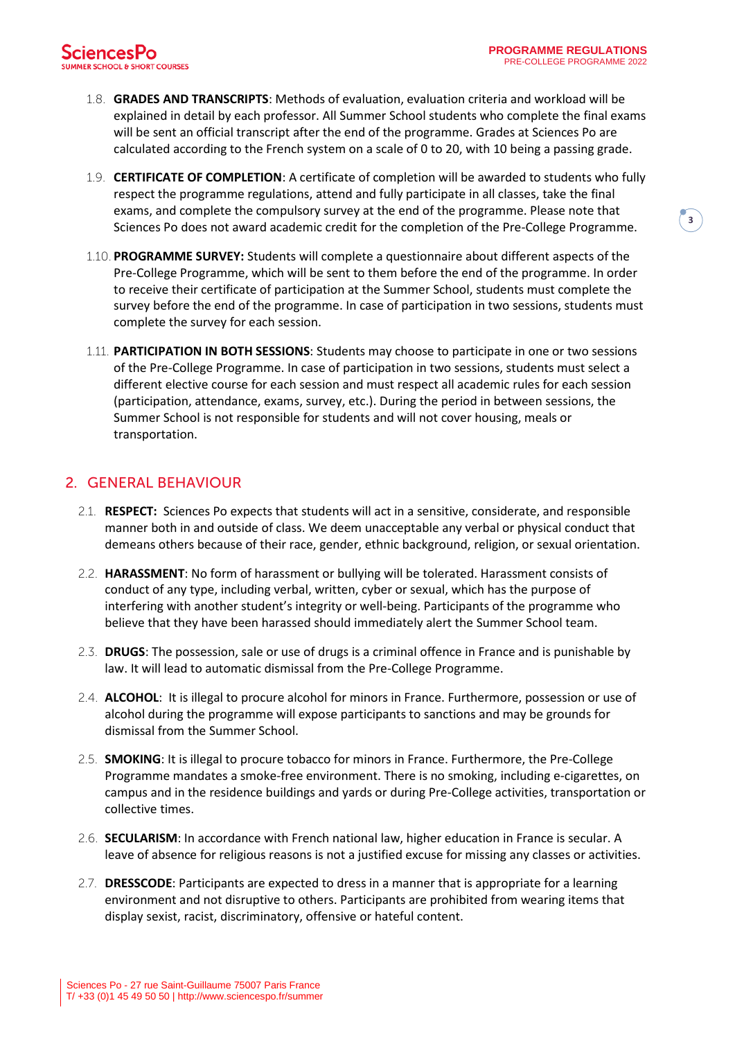1.8. **GRADES AND TRANSCRIPTS**: Methods of evaluation, evaluation criteria and workload will be explained in detail by each professor. All Summer School students who complete the final exams will be sent an official transcript after the end of the programme. Grades at Sciences Po are calculated according to the French system on a scale of 0 to 20, with 10 being a passing grade.

1.9. **CERTIFICATE OF COMPLETION**: A certificate of completion will be awarded to students who fully respect the programme regulations, attend and fully participate in all classes, take the final exams, and complete the compulsory survey at the end of the programme. Please note that Sciences Po does not award academic credit for the completion of the Pre-College Programme.

1.10. **PROGRAMME SURVEY:** Students will complete a questionnaire about different aspects of the Pre-College Programme, which will be sent to them before the end of the programme. In order to receive their certificate of participation at the Summer School, students must complete the survey before the end of the programme. In case of participation in two sessions, students must complete the survey for each session.

1.11. **PARTICIPATION IN BOTH SESSIONS**: Students may choose to participate in one or two sessions of the Pre-College Programme. In case of participation in two sessions, students must select a different elective course for each session and must respect all academic rules for each session (participation, attendance, exams, survey, etc.). During the period in between sessions, the Summer School is not responsible for students and will not cover housing, meals or transportation.

## 2. GENERAL BEHAVIOUR

2.1. **RESPECT:** Sciences Po expects that students will act in a sensitive, considerate, and responsible manner both in and outside of class. We deem unacceptable any verbal or physical conduct that demeans others because of their race, gender, ethnic background, religion, or sexual orientation.

2.2. **HARASSMENT**: No form of harassment or bullying will be tolerated. Harassment consists of conduct of any type, including verbal, written, cyber or sexual, which has the purpose of interfering with another student's integrity or well-being. Participants of the programme who believe that they have been harassed should immediately alert the Summer School team.

2.3. **DRUGS**: The possession, sale or use of drugs is a criminal offence in France and is punishable by law. It will lead to automatic dismissal from the Pre-College Programme.

2.4. **ALCOHOL**: It is illegal to procure alcohol for minors in France. Furthermore, possession or use of alcohol during the programme will expose participants to sanctions and may be grounds for dismissal from the Summer School.

2.5. **SMOKING**: It is illegal to procure tobacco for minors in France. Furthermore, the Pre-College Programme mandates a smoke-free environment. There is no smoking, including e-cigarettes, on campus and in the residence buildings and yards or during Pre-College activities, transportation or collective times.

2.6. **SECULARISM**: In accordance with French national law, higher education in France is secular. A leave of absence for religious reasons is not a justified excuse for missing any classes or activities.

2.7. **DRESSCODE**: Participants are expected to dress in a manner that is appropriate for a learning environment and not disruptive to others. Participants are prohibited from wearing items that display sexist, racist, discriminatory, offensive or hateful content.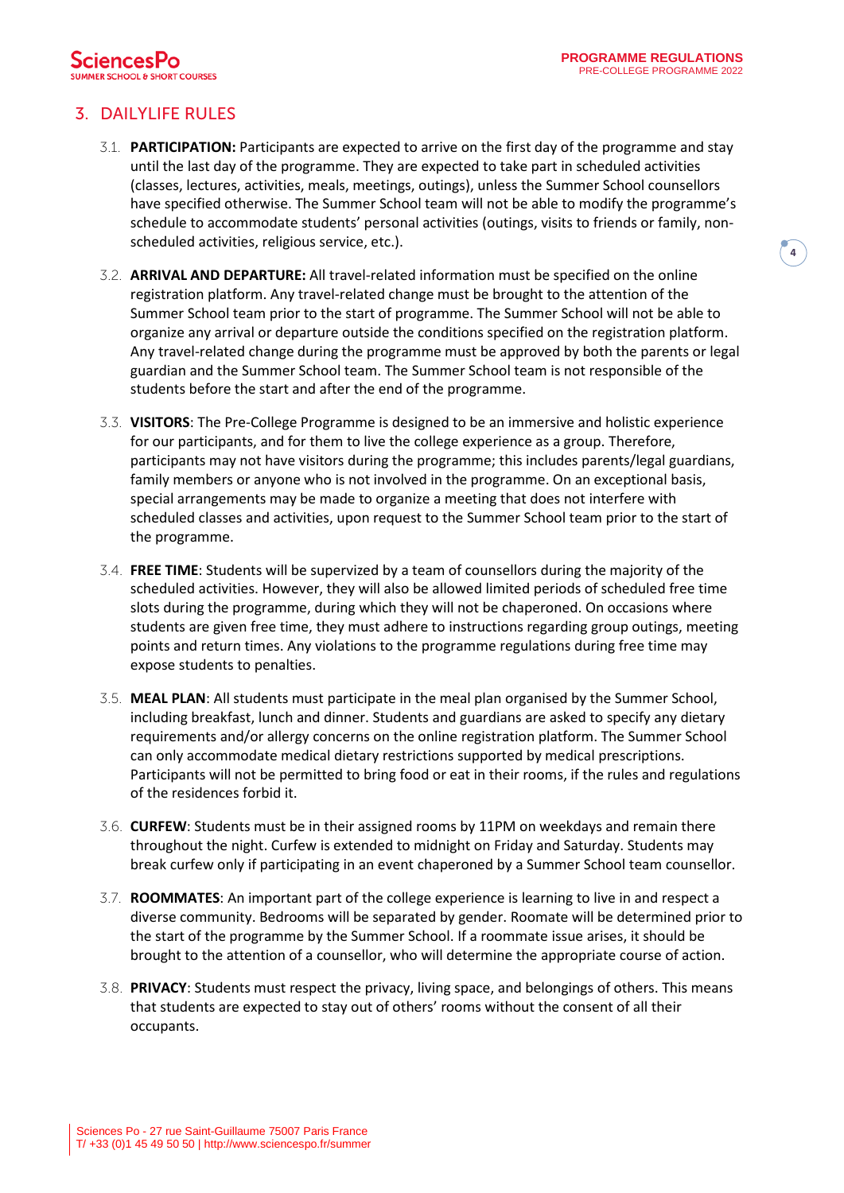## 3. DAILYLIFE RULES

3.1. **PARTICIPATION:** Participants are expected to arrive on the first day of the programme and stay until the last day of the programme. They are expected to take part in scheduled activities (classes, lectures, activities, meals, meetings, outings), unless the Summer School counsellors have specified otherwise. The Summer School team will not be able to modify the programme's schedule to accommodate students' personal activities (outings, visits to friends or family, non-scheduled activities, religious service, etc.).

3.2. **ARRIVAL AND DEPARTURE:** All travel-related information must be specified on the online registration platform. Any travel-related change must be brought to the attention of the Summer School team prior to the start of programme. The Summer School will not be able to organize any arrival or departure outside the conditions specified on the registration platform. Any travel-related change during the programme must be approved by both the parents or legal guardian and the Summer School team. The Summer School team is not responsible of the students before the start and after the end of the programme.

3.3. **VISITORS**: The Pre-College Programme is designed to be an immersive and holistic experience for our participants, and for them to live the college experience as a group. Therefore, participants may not have visitors during the programme; this includes parents/legal guardians, family members or anyone who is not involved in the programme. On an exceptional basis, special arrangements may be made to organize a meeting that does not interfere with scheduled classes and activities, upon request to the Summer School team prior to the start of the programme.

3.4. **FREE TIME**: Students will be supervized by a team of counsellors during the majority of the scheduled activities. However, they will also be allowed limited periods of scheduled free time slots during the programme, during which they will not be chaperoned. On occasions where students are given free time, they must adhere to instructions regarding group outings, meeting points and return times. Any violations to the programme regulations during free time may expose students to penalties.

3.5. **MEAL PLAN**: All students must participate in the meal plan organised by the Summer School, including breakfast, lunch and dinner. Students and guardians are asked to specify any dietary requirements and/or allergy concerns on the online registration platform. The Summer School can only accommodate medical dietary restrictions supported by medical prescriptions. Participants will not be permitted to bring food or eat in their rooms, if the rules and regulations of the residences forbid it.

3.6. **CURFEW**: Students must be in their assigned rooms by 11PM on weekdays and remain there throughout the night. Curfew is extended to midnight on Friday and Saturday. Students may break curfew only if participating in an event chaperoned by a Summer School team counsellor.

3.7. **ROOMMATES**: An important part of the college experience is learning to live in and respect a diverse community. Bedrooms will be separated by gender. Roomate will be determined prior to the start of the programme by the Summer School. If a roommate issue arises, it should be brought to the attention of a counsellor, who will determine the appropriate course of action.

3.8. **PRIVACY**: Students must respect the privacy, living space, and belongings of others. This means that students are expected to stay out of others' rooms without the consent of all their occupants.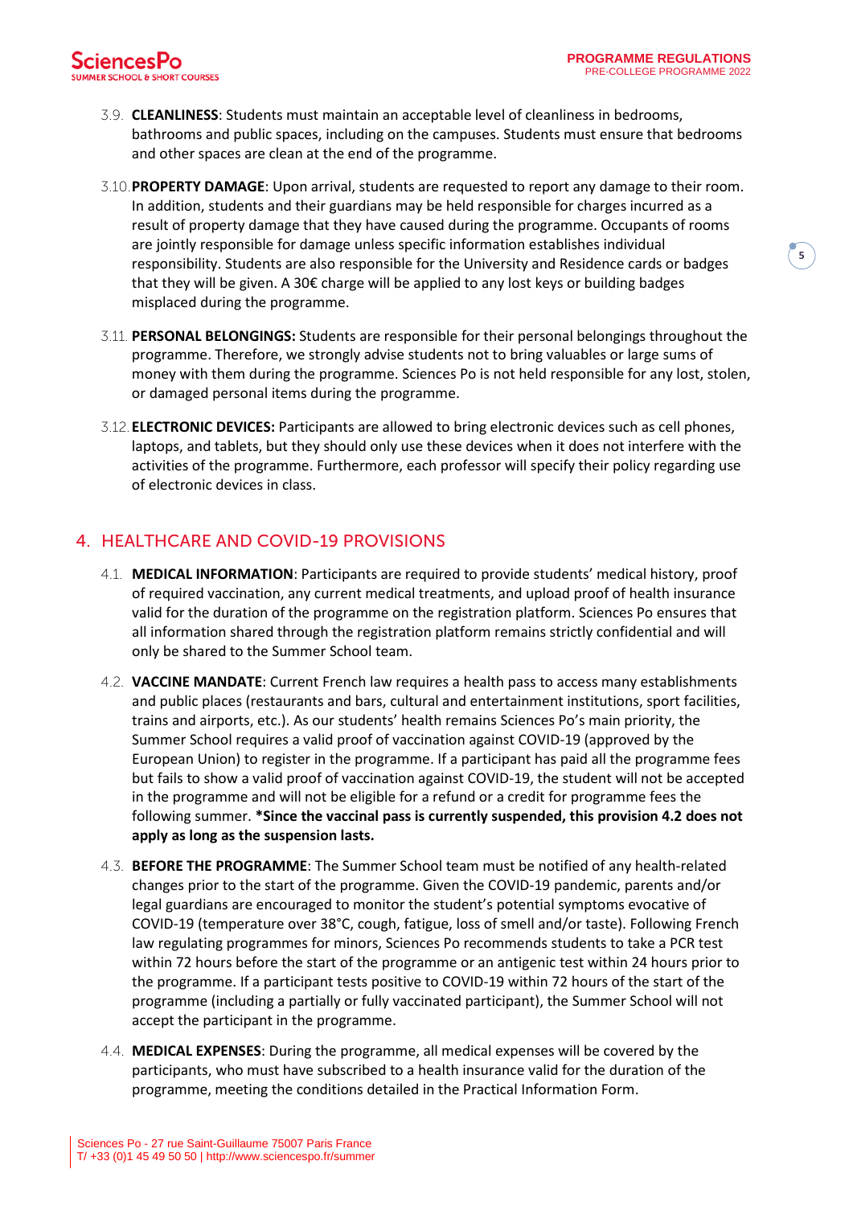3.9. **CLEANLINESS**: Students must maintain an acceptable level of cleanliness in bedrooms, bathrooms and public spaces, including on the campuses. Students must ensure that bedrooms and other spaces are clean at the end of the programme.

3.10. **PROPERTY DAMAGE**: Upon arrival, students are requested to report any damage to their room. In addition, students and their guardians may be held responsible for charges incurred as a result of property damage that they have caused during the programme. Occupants of rooms are jointly responsible for damage unless specific information establishes individual responsibility. Students are also responsible for the University and Residence cards or badges that they will be given. A 30€ charge will be applied to any lost keys or building badges misplaced during the programme.

3.11. **PERSONAL BELONGINGS:** Students are responsible for their personal belongings throughout the programme. Therefore, we strongly advise students not to bring valuables or large sums of money with them during the programme. Sciences Po is not held responsible for any lost, stolen, or damaged personal items during the programme.

3.12. **ELECTRONIC DEVICES:** Participants are allowed to bring electronic devices such as cell phones, laptops, and tablets, but they should only use these devices when it does not interfere with the activities of the programme. Furthermore, each professor will specify their policy regarding use of electronic devices in class.

## 4. HEALTHCARE AND COVID-19 PROVISIONS

4.1. **MEDICAL INFORMATION**: Participants are required to provide students' medical history, proof of required vaccination, any current medical treatments, and upload proof of health insurance valid for the duration of the programme on the registration platform. Sciences Po ensures that all information shared through the registration platform remains strictly confidential and will only be shared to the Summer School team.

4.2. **VACCINE MANDATE**: Current French law requires a health pass to access many establishments and public places (restaurants and bars, cultural and entertainment institutions, sport facilities, trains and airports, etc.). As our students' health remains Sciences Po's main priority, the Summer School requires a valid proof of vaccination against COVID-19 (approved by the European Union) to register in the programme. If a participant has paid all the programme fees but fails to show a valid proof of vaccination against COVID-19, the student will not be accepted in the programme and will not be eligible for a refund or a credit for programme fees the following summer. ***Since the vaccinal pass is currently suspended, this provision 4.2 does not apply as long as the suspension lasts.**

4.3. **BEFORE THE PROGRAMME**: The Summer School team must be notified of any health-related changes prior to the start of the programme. Given the COVID-19 pandemic, parents and/or legal guardians are encouraged to monitor the student's potential symptoms evocative of COVID-19 (temperature over 38°C, cough, fatigue, loss of smell and/or taste). Following French law regulating programmes for minors, Sciences Po recommends students to take a PCR test within 72 hours before the start of the programme or an antigenic test within 24 hours prior to the programme. If a participant tests positive to COVID-19 within 72 hours of the start of the programme (including a partially or fully vaccinated participant), the Summer School will not accept the participant in the programme.

4.4. **MEDICAL EXPENSES**: During the programme, all medical expenses will be covered by the participants, who must have subscribed to a health insurance valid for the duration of the programme, meeting the conditions detailed in the Practical Information Form.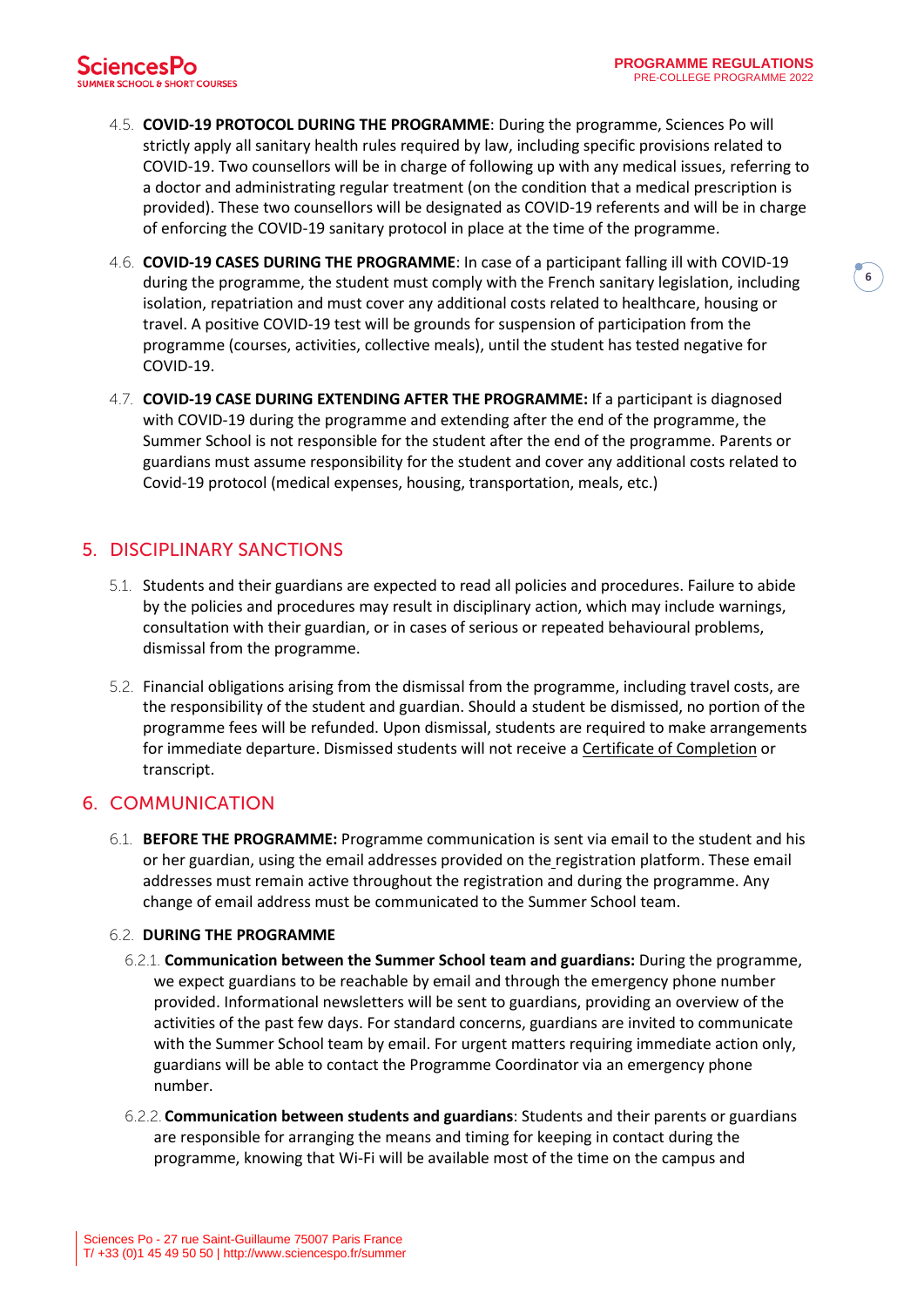4.5. **COVID-19 PROTOCOL DURING THE PROGRAMME**: During the programme, Sciences Po will strictly apply all sanitary health rules required by law, including specific provisions related to COVID-19. Two counsellors will be in charge of following up with any medical issues, referring to a doctor and administrating regular treatment (on the condition that a medical prescription is provided). These two counsellors will be designated as COVID-19 referents and will be in charge of enforcing the COVID-19 sanitary protocol in place at the time of the programme.

4.6. **COVID-19 CASES DURING THE PROGRAMME**: In case of a participant falling ill with COVID-19 during the programme, the student must comply with the French sanitary legislation, including isolation, repatriation and must cover any additional costs related to healthcare, housing or travel. A positive COVID-19 test will be grounds for suspension of participation from the programme (courses, activities, collective meals), until the student has tested negative for COVID-19.

4.7. **COVID-19 CASE DURING EXTENDING AFTER THE PROGRAMME:** If a participant is diagnosed with COVID-19 during the programme and extending after the end of the programme, the Summer School is not responsible for the student after the end of the programme. Parents or guardians must assume responsibility for the student and cover any additional costs related to Covid-19 protocol (medical expenses, housing, transportation, meals, etc.)

## 5. DISCIPLINARY SANCTIONS

5.1. Students and their guardians are expected to read all policies and procedures. Failure to abide by the policies and procedures may result in disciplinary action, which may include warnings, consultation with their guardian, or in cases of serious or repeated behavioural problems, dismissal from the programme.

5.2. Financial obligations arising from the dismissal from the programme, including travel costs, are the responsibility of the student and guardian. Should a student be dismissed, no portion of the programme fees will be refunded. Upon dismissal, students are required to make arrangements for immediate departure. Dismissed students will not receive a Certificate of Completion or transcript.

## 6. COMMUNICATION

6.1. **BEFORE THE PROGRAMME:** Programme communication is sent via email to the student and his or her guardian, using the email addresses provided on the registration platform. These email addresses must remain active throughout the registration and during the programme. Any change of email address must be communicated to the Summer School team.

6.2. **DURING THE PROGRAMME**

6.2.1. **Communication between the Summer School team and guardians:** During the programme, we expect guardians to be reachable by email and through the emergency phone number provided. Informational newsletters will be sent to guardians, providing an overview of the activities of the past few days. For standard concerns, guardians are invited to communicate with the Summer School team by email. For urgent matters requiring immediate action only, guardians will be able to contact the Programme Coordinator via an emergency phone number.

6.2.2. **Communication between students and guardians**: Students and their parents or guardians are responsible for arranging the means and timing for keeping in contact during the programme, knowing that Wi-Fi will be available most of the time on the campus and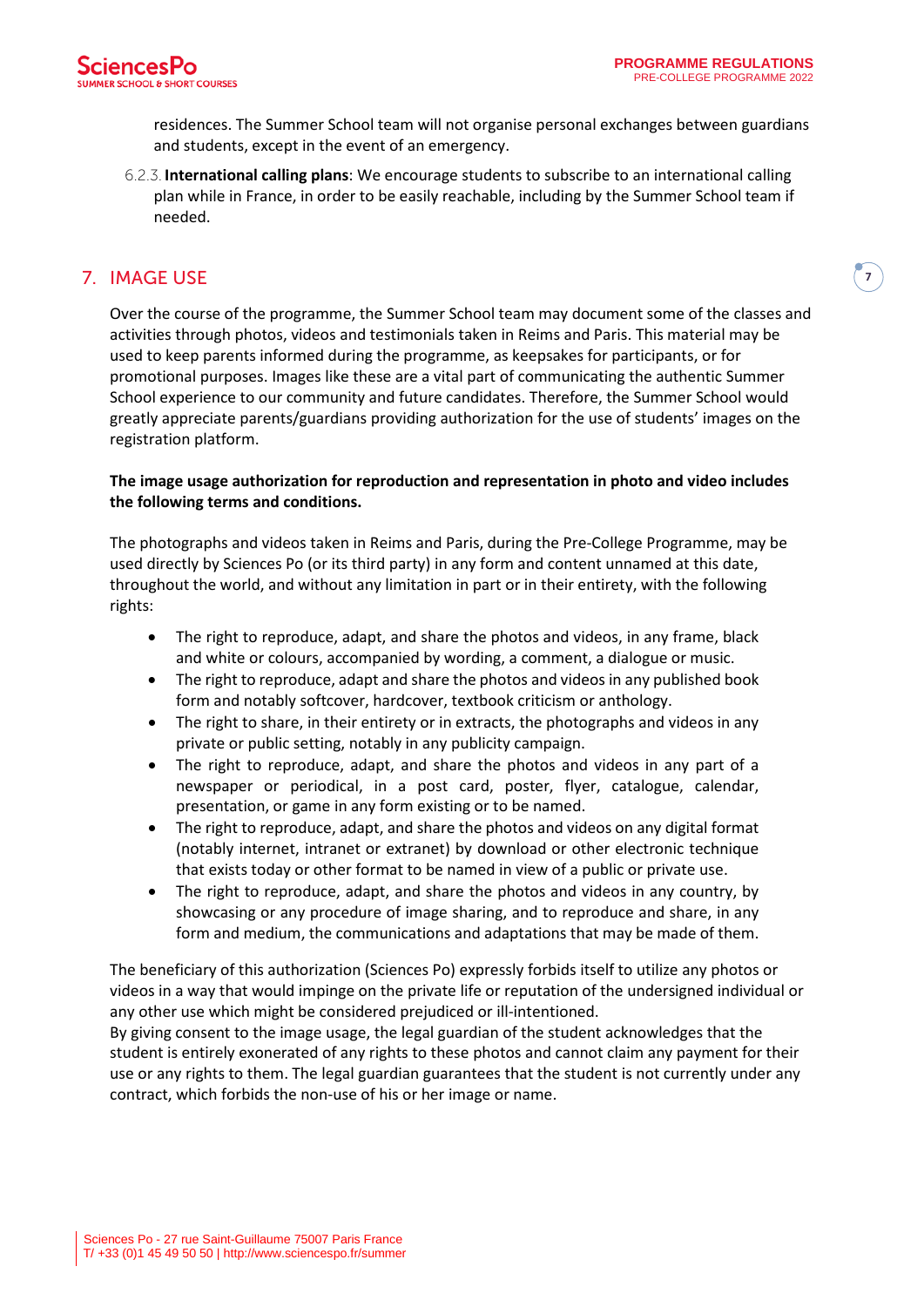residences. The Summer School team will not organise personal exchanges between guardians and students, except in the event of an emergency.

6.2.3. **International calling plans**: We encourage students to subscribe to an international calling plan while in France, in order to be easily reachable, including by the Summer School team if needed.

## 7. IMAGE USE

Over the course of the programme, the Summer School team may document some of the classes and activities through photos, videos and testimonials taken in Reims and Paris. This material may be used to keep parents informed during the programme, as keepsakes for participants, or for promotional purposes. Images like these are a vital part of communicating the authentic Summer School experience to our community and future candidates. Therefore, the Summer School would greatly appreciate parents/guardians providing authorization for the use of students' images on the registration platform.

**The image usage authorization for reproduction and representation in photo and video includes the following terms and conditions.**

The photographs and videos taken in Reims and Paris, during the Pre-College Programme, may be used directly by Sciences Po (or its third party) in any form and content unnamed at this date, throughout the world, and without any limitation in part or in their entirety, with the following rights:

- The right to reproduce, adapt, and share the photos and videos, in any frame, black and white or colours, accompanied by wording, a comment, a dialogue or music.
- The right to reproduce, adapt and share the photos and videos in any published book form and notably softcover, hardcover, textbook criticism or anthology.
- The right to share, in their entirety or in extracts, the photographs and videos in any private or public setting, notably in any publicity campaign.
- The right to reproduce, adapt, and share the photos and videos in any part of a newspaper or periodical, in a post card, poster, flyer, catalogue, calendar, presentation, or game in any form existing or to be named.
- The right to reproduce, adapt, and share the photos and videos on any digital format (notably internet, intranet or extranet) by download or other electronic technique that exists today or other format to be named in view of a public or private use.
- The right to reproduce, adapt, and share the photos and videos in any country, by showcasing or any procedure of image sharing, and to reproduce and share, in any form and medium, the communications and adaptations that may be made of them.

The beneficiary of this authorization (Sciences Po) expressly forbids itself to utilize any photos or videos in a way that would impinge on the private life or reputation of the undersigned individual or any other use which might be considered prejudiced or ill-intentioned.
By giving consent to the image usage, the legal guardian of the student acknowledges that the student is entirely exonerated of any rights to these photos and cannot claim any payment for their use or any rights to them. The legal guardian guarantees that the student is not currently under any contract, which forbids the non-use of his or her image or name.